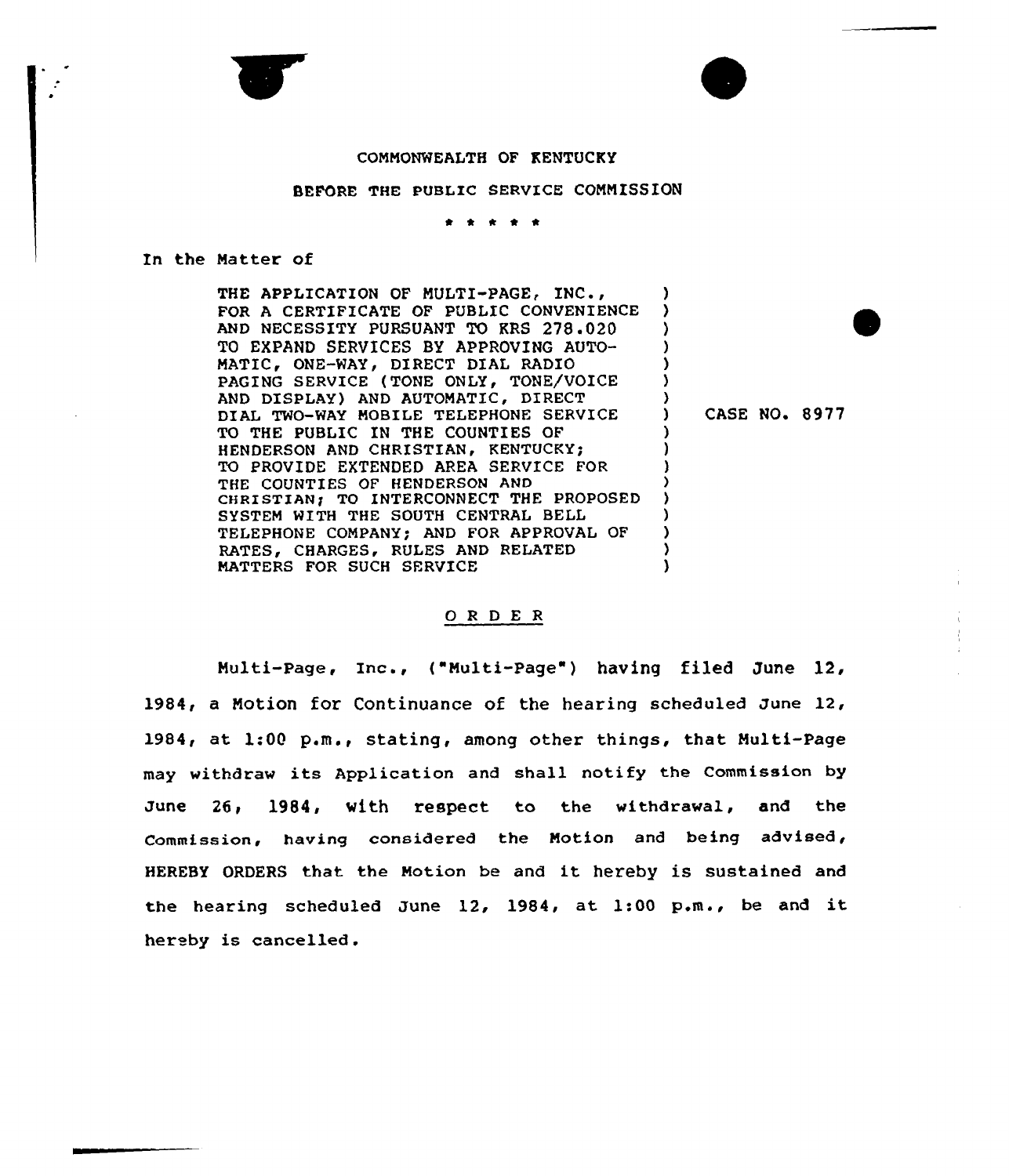COMMONWEALTH OF KENTUCKY

BEFORE THE PUBLIC SERVICE COMMISSION

\* \* \* \* \*

In the Matter of

| | |
|---|---|
| THE APPLICATION OF MULTI-PAGE, INC., FOR A CERTIFICATE OF PUBLIC CONVENIENCE AND NECESSITY PURSUANT TO KRS 278.020 TO EXPAND SERVICES BY APPROVING AUTOMATIC, ONE-WAY, DIRECT DIAL RADIO PAGING SERVICE (TONE ONLY, TONE/VOICE AND DISPLAY) AND AUTOMATIC, DIRECT DIAL TWO-WAY MOBILE TELEPHONE SERVICE TO THE PUBLIC IN THE COUNTIES OF HENDERSON AND CHRISTIAN, KENTUCKY; TO PROVIDE EXTENDED AREA SERVICE FOR THE COUNTIES OF HENDERSON AND CHRISTIAN; TO INTERCONNECT THE PROPOSED SYSTEM WITH THE SOUTH CENTRAL BELL TELEPHONE COMPANY; AND FOR APPROVAL OF RATES, CHARGES, RULES AND RELATED MATTERS FOR SUCH SERVICE | CASE NO. 8977 |

## O R D E R

Multi-Page, Inc., ("Multi-Page") having filed June 12, 1984, a Motion for Continuance of the hearing scheduled June 12, 1984, at 1:00 p.m., stating, among other things, that Multi-Page may withdraw its Application and shall notify the Commission by June 26, 1984, with respect to the withdrawal, and the Commission, having considered the Motion and being advised, HEREBY ORDERS that the Motion be and it hereby is sustained and the hearing scheduled June 12, 1984, at 1:00 p.m., be and it hereby is cancelled.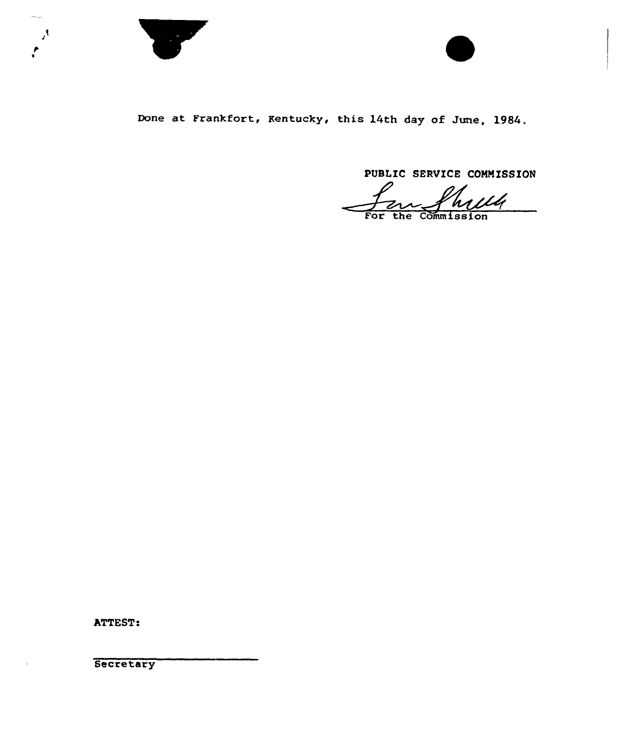Done at Frankfort, Kentucky, this 14th day of June, 1984.

PUBLIC SERVICE COMMISSION

For the Commission

ATTEST:

Secretary